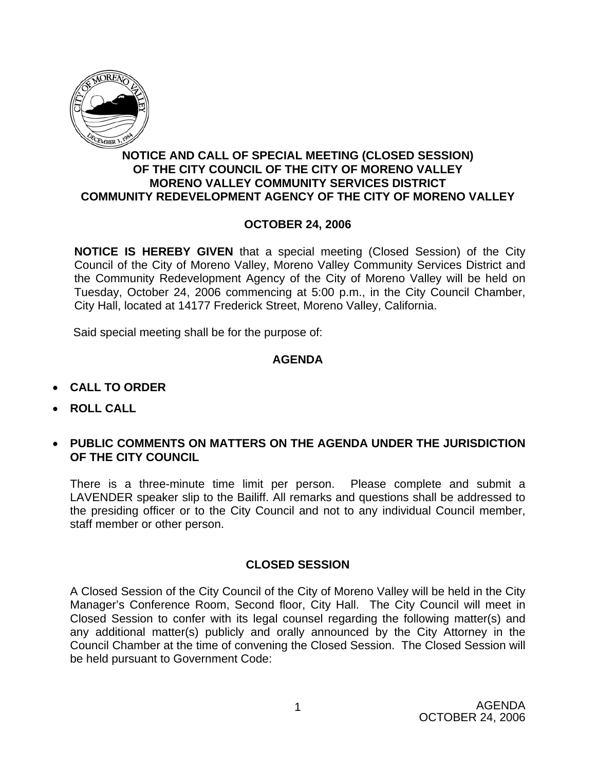**NOTICE AND CALL OF SPECIAL MEETING (CLOSED SESSION) OF THE CITY COUNCIL OF THE CITY OF MORENO VALLEY MORENO VALLEY COMMUNITY SERVICES DISTRICT COMMUNITY REDEVELOPMENT AGENCY OF THE CITY OF MORENO VALLEY**

**OCTOBER 24, 2006**

**NOTICE IS HEREBY GIVEN** that a special meeting (Closed Session) of the City Council of the City of Moreno Valley, Moreno Valley Community Services District and the Community Redevelopment Agency of the City of Moreno Valley will be held on Tuesday, October 24, 2006 commencing at 5:00 p.m., in the City Council Chamber, City Hall, located at 14177 Frederick Street, Moreno Valley, California.

Said special meeting shall be for the purpose of:

## AGENDA

- **CALL TO ORDER**
- **ROLL CALL**
- **PUBLIC COMMENTS ON MATTERS ON THE AGENDA UNDER THE JURISDICTION OF THE CITY COUNCIL**

There is a three-minute time limit per person. Please complete and submit a LAVENDER speaker slip to the Bailiff. All remarks and questions shall be addressed to the presiding officer or to the City Council and not to any individual Council member, staff member or other person.

## CLOSED SESSION

A Closed Session of the City Council of the City of Moreno Valley will be held in the City Manager's Conference Room, Second floor, City Hall. The City Council will meet in Closed Session to confer with its legal counsel regarding the following matter(s) and any additional matter(s) publicly and orally announced by the City Attorney in the Council Chamber at the time of convening the Closed Session. The Closed Session will be held pursuant to Government Code: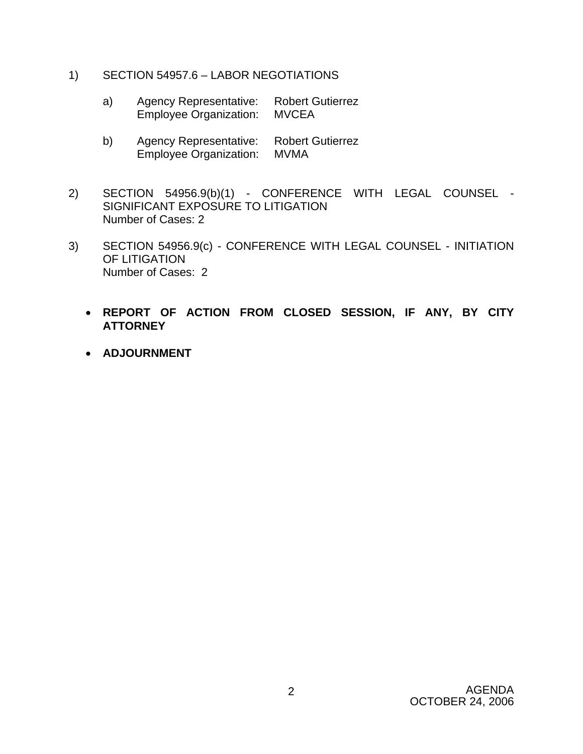1) SECTION 54957.6 – LABOR NEGOTIATIONS

   a) Agency Representative: Robert Gutierrez
      Employee Organization: MVCEA

   b) Agency Representative: Robert Gutierrez
      Employee Organization: MVMA

2) SECTION 54956.9(b)(1) - CONFERENCE WITH LEGAL COUNSEL - SIGNIFICANT EXPOSURE TO LITIGATION
   Number of Cases: 2

3) SECTION 54956.9(c) - CONFERENCE WITH LEGAL COUNSEL - INITIATION OF LITIGATION
   Number of Cases: 2

- **REPORT OF ACTION FROM CLOSED SESSION, IF ANY, BY CITY ATTORNEY**
- **ADJOURNMENT**